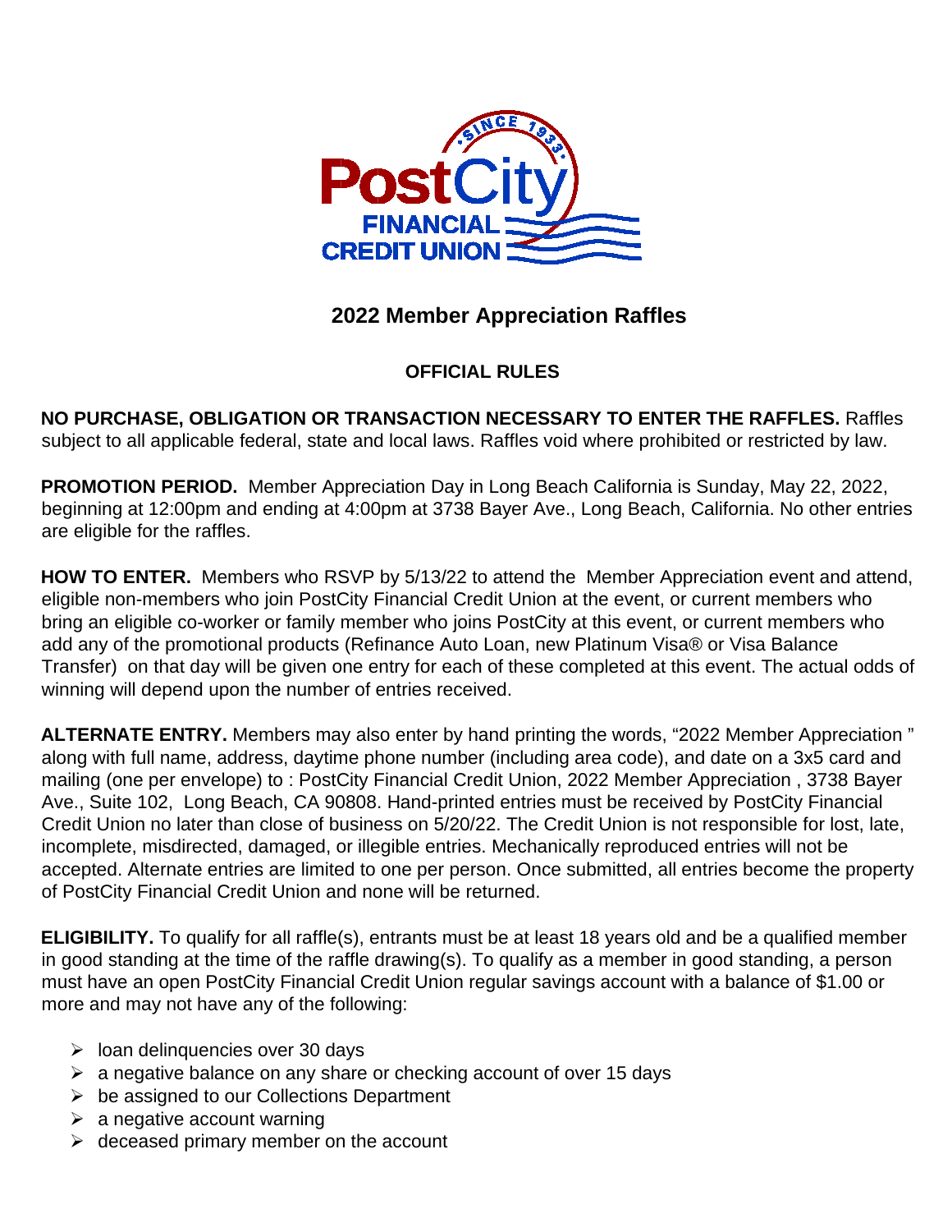# 2022 Member Appreciation Raffles

## OFFICIAL RULES

**NO PURCHASE, OBLIGATION OR TRANSACTION NECESSARY TO ENTER THE RAFFLES.** Raffles subject to all applicable federal, state and local laws. Raffles void where prohibited or restricted by law.

**PROMOTION PERIOD.** Member Appreciation Day in Long Beach California is Sunday, May 22, 2022, beginning at 12:00pm and ending at 4:00pm at 3738 Bayer Ave., Long Beach, California. No other entries are eligible for the raffles.

**HOW TO ENTER.** Members who RSVP by 5/13/22 to attend the Member Appreciation event and attend, eligible non-members who join PostCity Financial Credit Union at the event, or current members who bring an eligible co-worker or family member who joins PostCity at this event, or current members who add any of the promotional products (Refinance Auto Loan, new Platinum Visa® or Visa Balance Transfer) on that day will be given one entry for each of these completed at this event. The actual odds of winning will depend upon the number of entries received.

**ALTERNATE ENTRY.** Members may also enter by hand printing the words, "2022 Member Appreciation " along with full name, address, daytime phone number (including area code), and date on a 3x5 card and mailing (one per envelope) to : PostCity Financial Credit Union, 2022 Member Appreciation , 3738 Bayer Ave., Suite 102, Long Beach, CA 90808. Hand-printed entries must be received by PostCity Financial Credit Union no later than close of business on 5/20/22. The Credit Union is not responsible for lost, late, incomplete, misdirected, damaged, or illegible entries. Mechanically reproduced entries will not be accepted. Alternate entries are limited to one per person. Once submitted, all entries become the property of PostCity Financial Credit Union and none will be returned.

**ELIGIBILITY.** To qualify for all raffle(s), entrants must be at least 18 years old and be a qualified member in good standing at the time of the raffle drawing(s). To qualify as a member in good standing, a person must have an open PostCity Financial Credit Union regular savings account with a balance of $1.00 or more and may not have any of the following:

- loan delinquencies over 30 days
- a negative balance on any share or checking account of over 15 days
- be assigned to our Collections Department
- a negative account warning
- deceased primary member on the account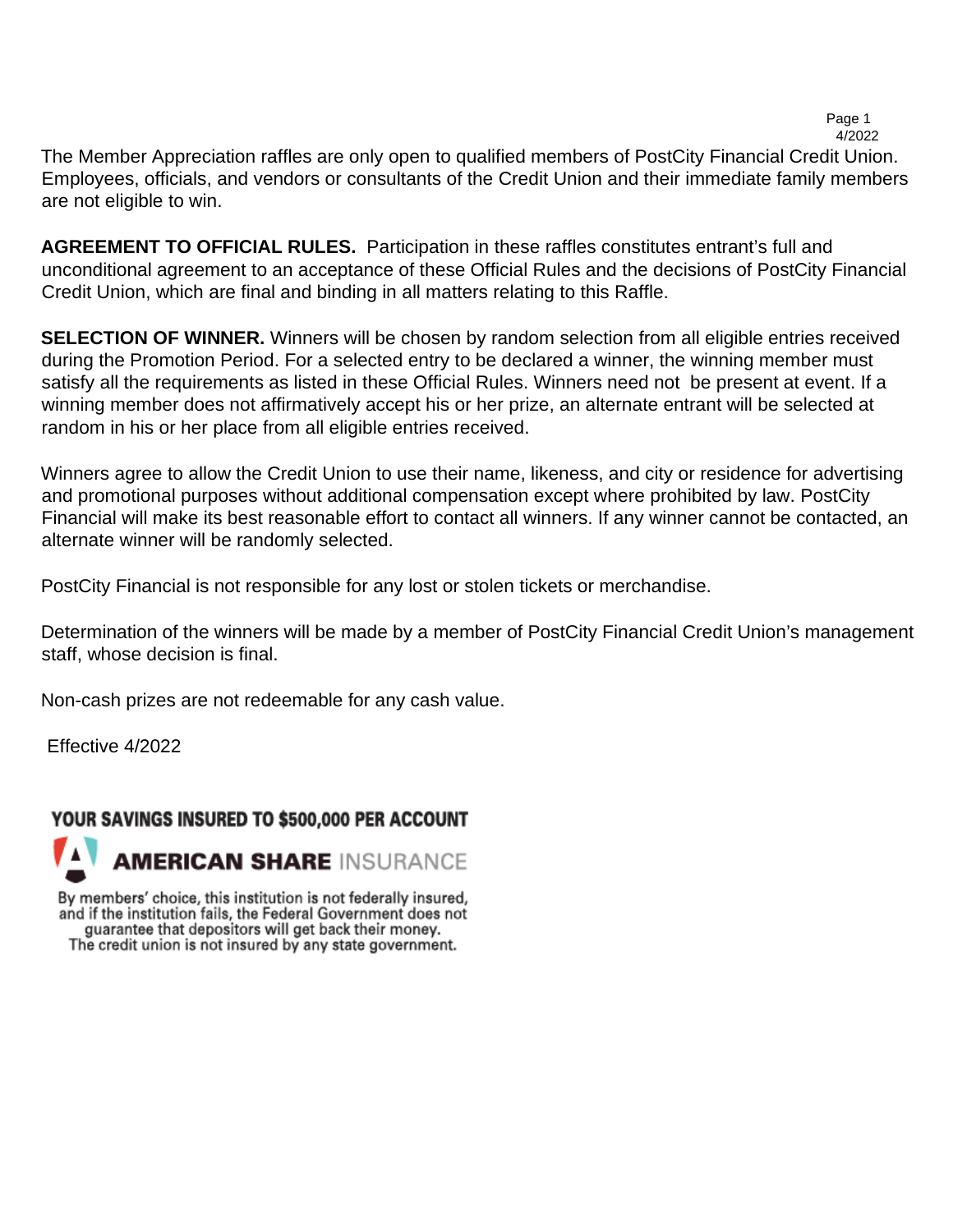The Member Appreciation raffles are only open to qualified members of PostCity Financial Credit Union. Employees, officials, and vendors or consultants of the Credit Union and their immediate family members are not eligible to win.

**AGREEMENT TO OFFICIAL RULES.** Participation in these raffles constitutes entrant's full and unconditional agreement to an acceptance of these Official Rules and the decisions of PostCity Financial Credit Union, which are final and binding in all matters relating to this Raffle.

**SELECTION OF WINNER.** Winners will be chosen by random selection from all eligible entries received during the Promotion Period. For a selected entry to be declared a winner, the winning member must satisfy all the requirements as listed in these Official Rules. Winners need not be present at event. If a winning member does not affirmatively accept his or her prize, an alternate entrant will be selected at random in his or her place from all eligible entries received.

Winners agree to allow the Credit Union to use their name, likeness, and city or residence for advertising and promotional purposes without additional compensation except where prohibited by law. PostCity Financial will make its best reasonable effort to contact all winners. If any winner cannot be contacted, an alternate winner will be randomly selected.

PostCity Financial is not responsible for any lost or stolen tickets or merchandise.

Determination of the winners will be made by a member of PostCity Financial Credit Union's management staff, whose decision is final.

Non-cash prizes are not redeemable for any cash value.

Effective 4/2022

**YOUR SAVINGS INSURED TO $500,000 PER ACCOUNT**

**AMERICAN SHARE** INSURANCE

By members' choice, this institution is not federally insured, and if the institution fails, the Federal Government does not guarantee that depositors will get back their money. The credit union is not insured by any state government.